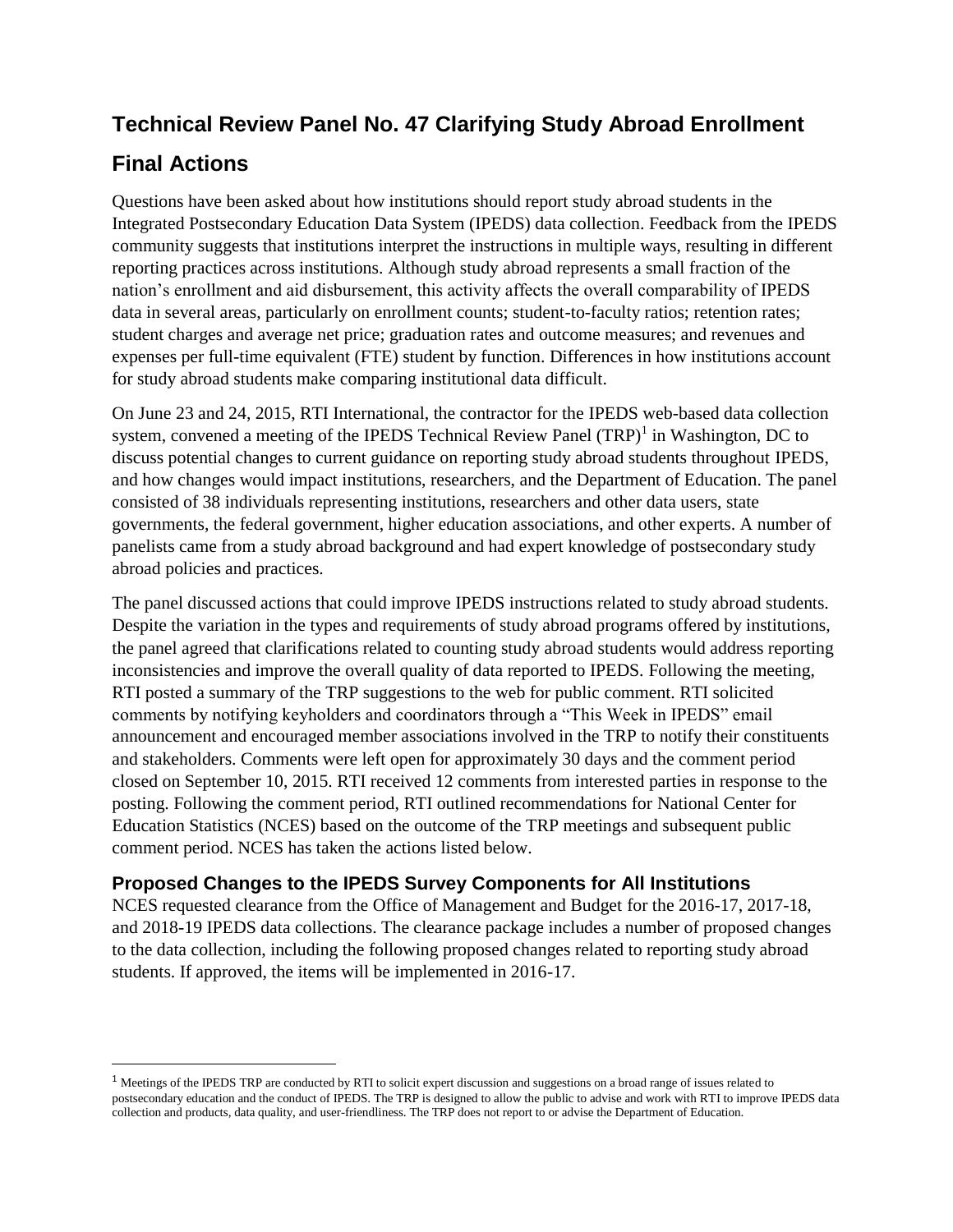# Technical Review Panel No. 47 Clarifying Study Abroad Enrollment

# Final Actions

Questions have been asked about how institutions should report study abroad students in the Integrated Postsecondary Education Data System (IPEDS) data collection. Feedback from the IPEDS community suggests that institutions interpret the instructions in multiple ways, resulting in different reporting practices across institutions. Although study abroad represents a small fraction of the nation's enrollment and aid disbursement, this activity affects the overall comparability of IPEDS data in several areas, particularly on enrollment counts; student-to-faculty ratios; retention rates; student charges and average net price; graduation rates and outcome measures; and revenues and expenses per full-time equivalent (FTE) student by function. Differences in how institutions account for study abroad students make comparing institutional data difficult.

On June 23 and 24, 2015, RTI International, the contractor for the IPEDS web-based data collection system, convened a meeting of the IPEDS Technical Review Panel (TRP)[1] in Washington, DC to discuss potential changes to current guidance on reporting study abroad students throughout IPEDS, and how changes would impact institutions, researchers, and the Department of Education. The panel consisted of 38 individuals representing institutions, researchers and other data users, state governments, the federal government, higher education associations, and other experts. A number of panelists came from a study abroad background and had expert knowledge of postsecondary study abroad policies and practices.

The panel discussed actions that could improve IPEDS instructions related to study abroad students. Despite the variation in the types and requirements of study abroad programs offered by institutions, the panel agreed that clarifications related to counting study abroad students would address reporting inconsistencies and improve the overall quality of data reported to IPEDS. Following the meeting, RTI posted a summary of the TRP suggestions to the web for public comment. RTI solicited comments by notifying keyholders and coordinators through a "This Week in IPEDS" email announcement and encouraged member associations involved in the TRP to notify their constituents and stakeholders. Comments were left open for approximately 30 days and the comment period closed on September 10, 2015. RTI received 12 comments from interested parties in response to the posting. Following the comment period, RTI outlined recommendations for National Center for Education Statistics (NCES) based on the outcome of the TRP meetings and subsequent public comment period. NCES has taken the actions listed below.

### Proposed Changes to the IPEDS Survey Components for All Institutions

NCES requested clearance from the Office of Management and Budget for the 2016-17, 2017-18, and 2018-19 IPEDS data collections. The clearance package includes a number of proposed changes to the data collection, including the following proposed changes related to reporting study abroad students. If approved, the items will be implemented in 2016-17.

---

[1] Meetings of the IPEDS TRP are conducted by RTI to solicit expert discussion and suggestions on a broad range of issues related to postsecondary education and the conduct of IPEDS. The TRP is designed to allow the public to advise and work with RTI to improve IPEDS data collection and products, data quality, and user-friendliness. The TRP does not report to or advise the Department of Education.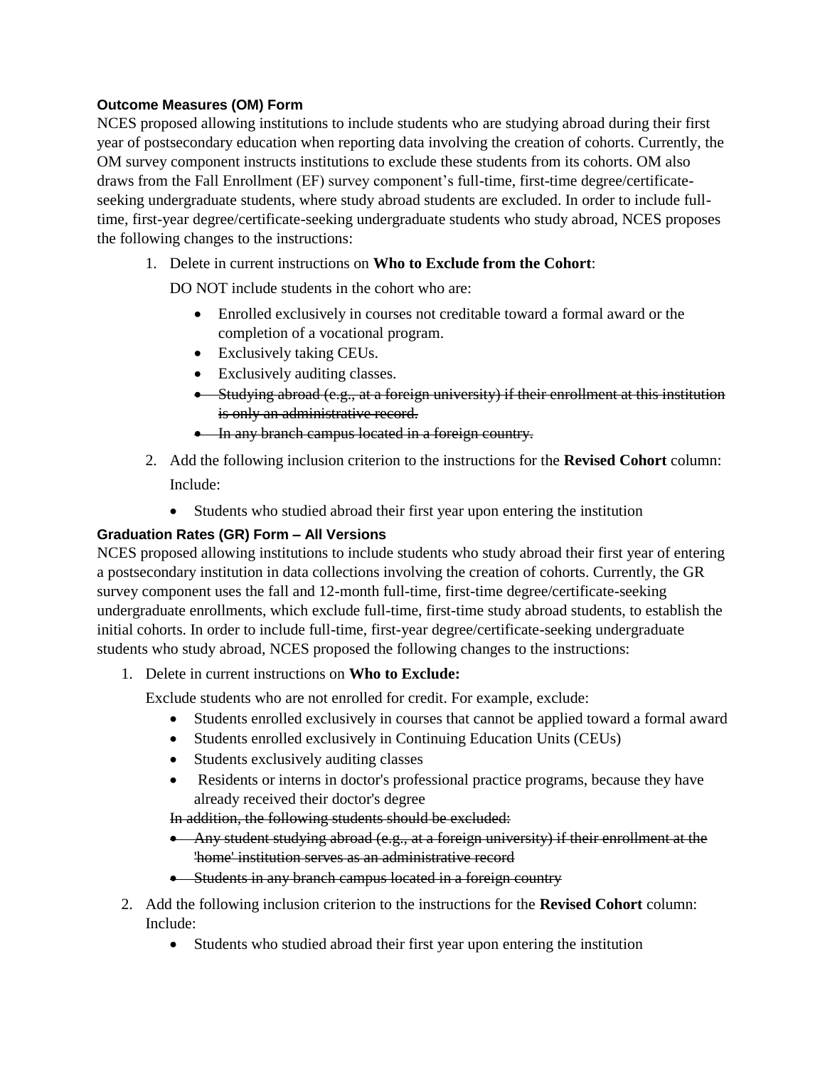### Outcome Measures (OM) Form

NCES proposed allowing institutions to include students who are studying abroad during their first year of postsecondary education when reporting data involving the creation of cohorts. Currently, the OM survey component instructs institutions to exclude these students from its cohorts. OM also draws from the Fall Enrollment (EF) survey component's full-time, first-time degree/certificate-seeking undergraduate students, where study abroad students are excluded. In order to include full-time, first-year degree/certificate-seeking undergraduate students who study abroad, NCES proposes the following changes to the instructions:

1. Delete in current instructions on **Who to Exclude from the Cohort**:

   DO NOT include students in the cohort who are:

   - Enrolled exclusively in courses not creditable toward a formal award or the completion of a vocational program.
   - Exclusively taking CEUs.
   - Exclusively auditing classes.
   - ~~Studying abroad (e.g., at a foreign university) if their enrollment at this institution is only an administrative record.~~
   - ~~In any branch campus located in a foreign country.~~

2. Add the following inclusion criterion to the instructions for the **Revised Cohort** column:

   Include:

   - Students who studied abroad their first year upon entering the institution

### Graduation Rates (GR) Form – All Versions

NCES proposed allowing institutions to include students who study abroad their first year of entering a postsecondary institution in data collections involving the creation of cohorts. Currently, the GR survey component uses the fall and 12-month full-time, first-time degree/certificate-seeking undergraduate enrollments, which exclude full-time, first-time study abroad students, to establish the initial cohorts. In order to include full-time, first-year degree/certificate-seeking undergraduate students who study abroad, NCES proposed the following changes to the instructions:

1. Delete in current instructions on **Who to Exclude:**

   Exclude students who are not enrolled for credit. For example, exclude:

   - Students enrolled exclusively in courses that cannot be applied toward a formal award
   - Students enrolled exclusively in Continuing Education Units (CEUs)
   - Students exclusively auditing classes
   - Residents or interns in doctor's professional practice programs, because they have already received their doctor's degree

   ~~In addition, the following students should be excluded:~~

   - ~~Any student studying abroad (e.g., at a foreign university) if their enrollment at the 'home' institution serves as an administrative record~~
   - ~~Students in any branch campus located in a foreign country~~

2. Add the following inclusion criterion to the instructions for the **Revised Cohort** column:
   Include:

   - Students who studied abroad their first year upon entering the institution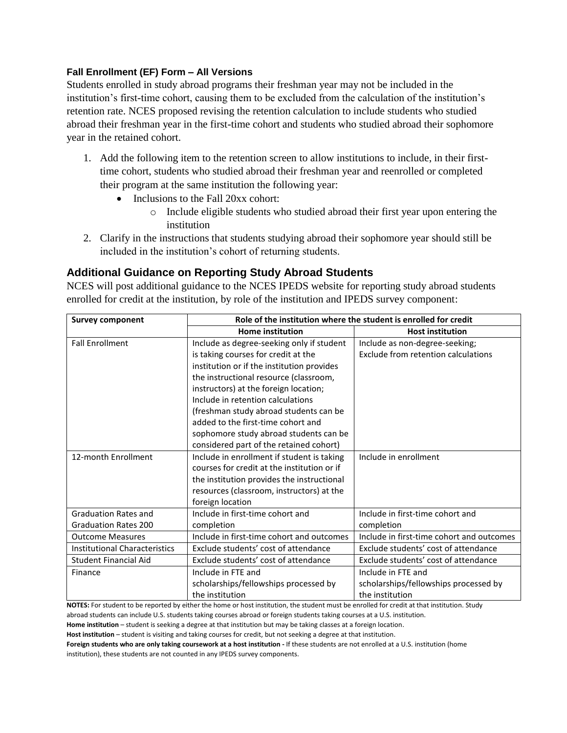### Fall Enrollment (EF) Form – All Versions

Students enrolled in study abroad programs their freshman year may not be included in the institution's first-time cohort, causing them to be excluded from the calculation of the institution's retention rate. NCES proposed revising the retention calculation to include students who studied abroad their freshman year in the first-time cohort and students who studied abroad their sophomore year in the retained cohort.

1. Add the following item to the retention screen to allow institutions to include, in their first-time cohort, students who studied abroad their freshman year and reenrolled or completed their program at the same institution the following year:
   - Inclusions to the Fall 20xx cohort:
     - Include eligible students who studied abroad their first year upon entering the institution
2. Clarify in the instructions that students studying abroad their sophomore year should still be included in the institution's cohort of returning students.

## Additional Guidance on Reporting Study Abroad Students

NCES will post additional guidance to the NCES IPEDS website for reporting study abroad students enrolled for credit at the institution, by role of the institution and IPEDS survey component:

| Survey component | Role of the institution where the student is enrolled for credit | |
|---|---|---|
| | **Home institution** | **Host institution** |
| Fall Enrollment | Include as degree-seeking only if student is taking courses for credit at the institution or if the institution provides the instructional resource (classroom, instructors) at the foreign location; Include in retention calculations (freshman study abroad students can be added to the first-time cohort and sophomore study abroad students can be considered part of the retained cohort) | Include as non-degree-seeking; Exclude from retention calculations |
| 12-month Enrollment | Include in enrollment if student is taking courses for credit at the institution or if the institution provides the instructional resources (classroom, instructors) at the foreign location | Include in enrollment |
| Graduation Rates and Graduation Rates 200 | Include in first-time cohort and completion | Include in first-time cohort and completion |
| Outcome Measures | Include in first-time cohort and outcomes | Include in first-time cohort and outcomes |
| Institutional Characteristics | Exclude students' cost of attendance | Exclude students' cost of attendance |
| Student Financial Aid | Exclude students' cost of attendance | Exclude students' cost of attendance |
| Finance | Include in FTE and scholarships/fellowships processed by the institution | Include in FTE and scholarships/fellowships processed by the institution |

**NOTES:** For student to be reported by either the home or host institution, the student must be enrolled for credit at that institution. Study abroad students can include U.S. students taking courses abroad or foreign students taking courses at a U.S. institution.

**Home institution** – student is seeking a degree at that institution but may be taking classes at a foreign location.

**Host institution** – student is visiting and taking courses for credit, but not seeking a degree at that institution.

**Foreign students who are only taking coursework at a host institution -** If these students are not enrolled at a U.S. institution (home institution), these students are not counted in any IPEDS survey components.